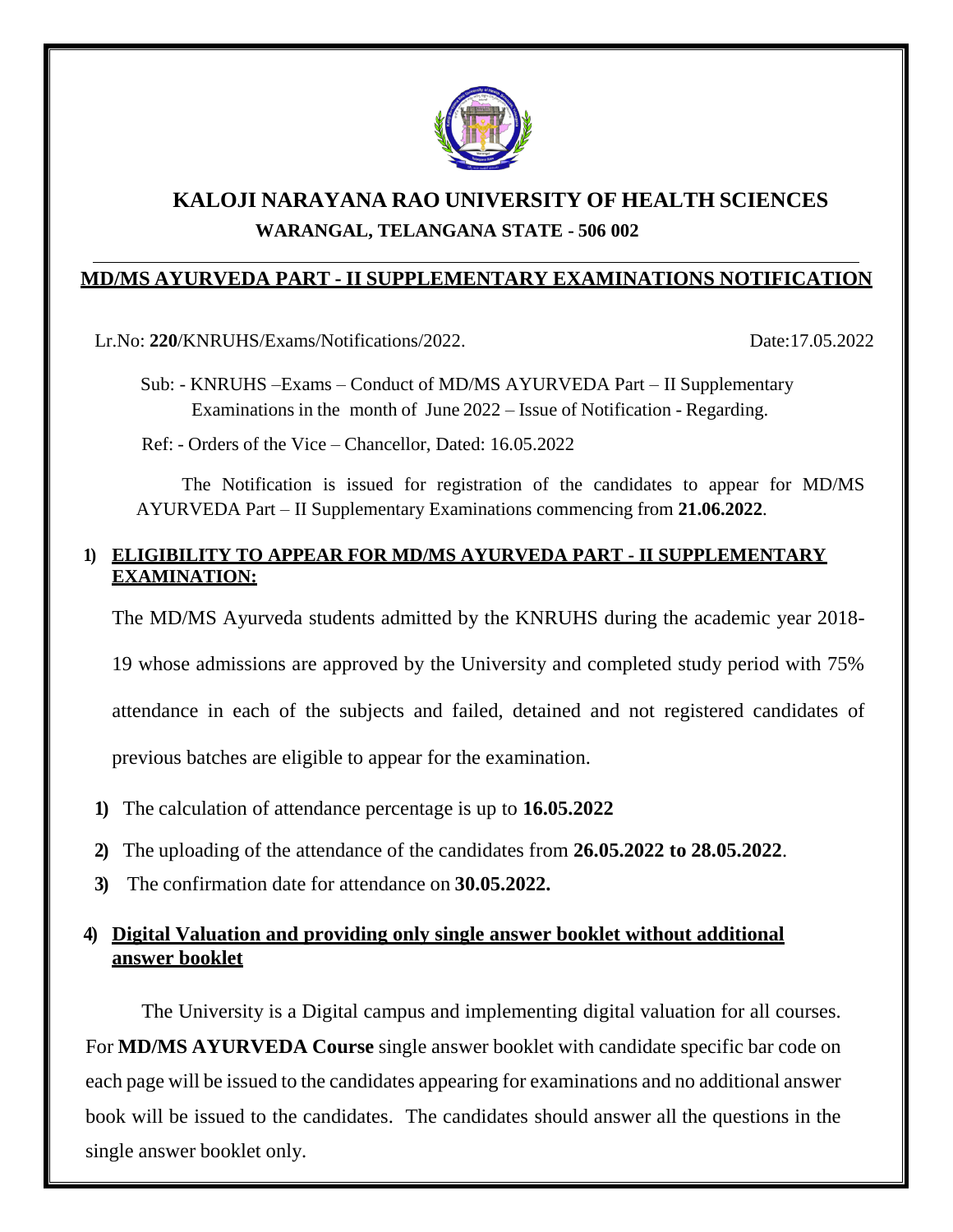# KALOJI NARAYANA RAO UNIVERSITY OF HEALTH SCIENCES

**WARANGAL, TELANGANA STATE - 506 002**

## MD/MS AYURVEDA PART - II SUPPLEMENTARY EXAMINATIONS NOTIFICATION

Lr.No: **220**/KNRUHS/Exams/Notifications/2022. Date:17.05.2022

Sub: - KNRUHS –Exams – Conduct of MD/MS AYURVEDA Part – II Supplementary Examinations in the month of June 2022 – Issue of Notification - Regarding.

Ref: - Orders of the Vice – Chancellor, Dated: 16.05.2022

The Notification is issued for registration of the candidates to appear for MD/MS AYURVEDA Part – II Supplementary Examinations commencing from **21.06.2022**.

### 1) ELIGIBILITY TO APPEAR FOR MD/MS AYURVEDA PART - II SUPPLEMENTARY EXAMINATION:

The MD/MS Ayurveda students admitted by the KNRUHS during the academic year 2018-19 whose admissions are approved by the University and completed study period with 75% attendance in each of the subjects and failed, detained and not registered candidates of previous batches are eligible to appear for the examination.

1) The calculation of attendance percentage is up to **16.05.2022**
2) The uploading of the attendance of the candidates from **26.05.2022 to 28.05.2022**.
3) The confirmation date for attendance on **30.05.2022.**

### 4) Digital Valuation and providing only single answer booklet without additional answer booklet

The University is a Digital campus and implementing digital valuation for all courses. For **MD/MS AYURVEDA Course** single answer booklet with candidate specific bar code on each page will be issued to the candidates appearing for examinations and no additional answer book will be issued to the candidates. The candidates should answer all the questions in the single answer booklet only.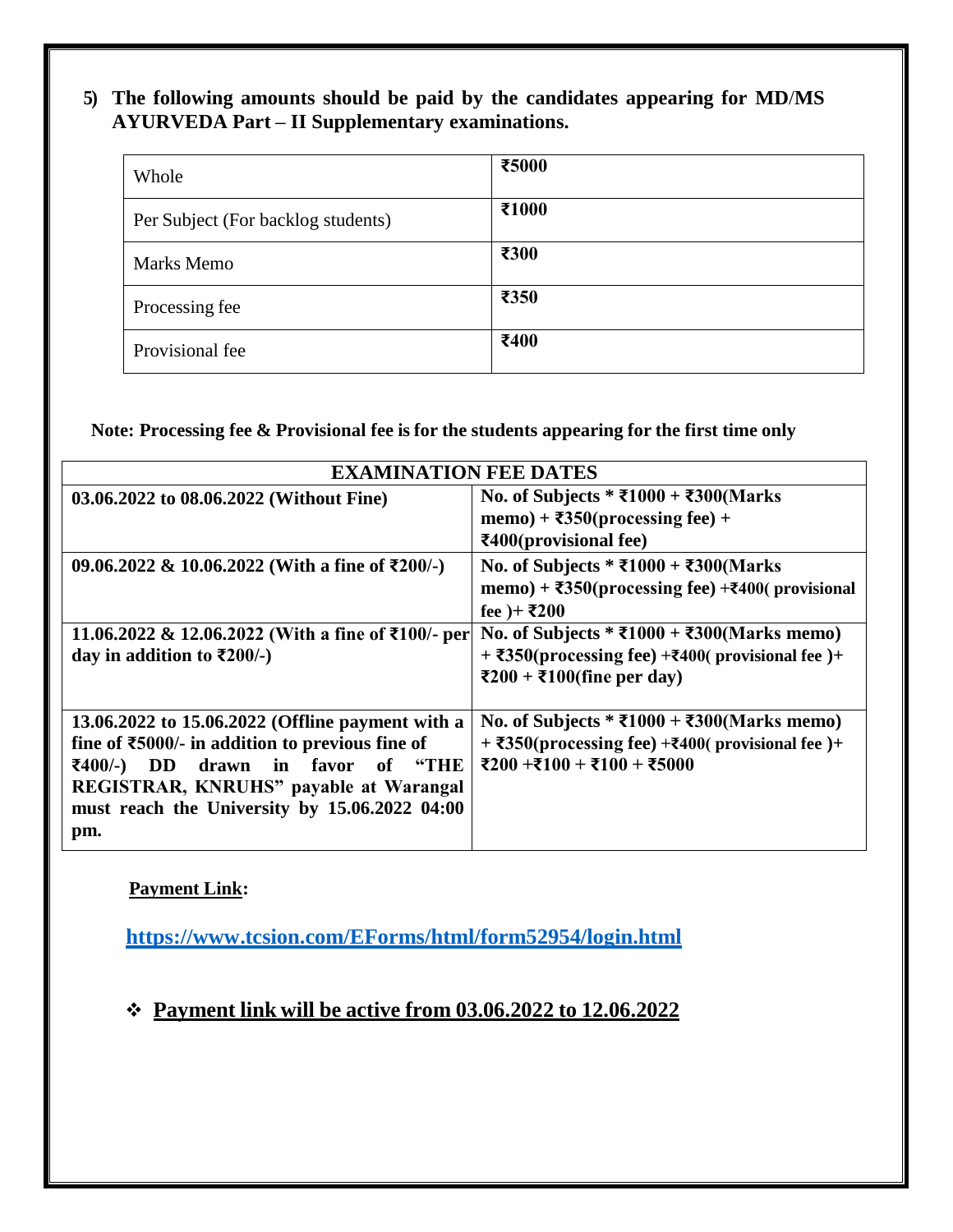**5) The following amounts should be paid by the candidates appearing for MD/MS AYURVEDA Part – II Supplementary examinations.**

| Whole | **₹5000** |
|---|---|
| Per Subject (For backlog students) | **₹1000** |
| Marks Memo | **₹300** |
| Processing fee | **₹350** |
| Provisional fee | **₹400** |

**Note: Processing fee & Provisional fee is for the students appearing for the first time only**

| **EXAMINATION FEE DATES** | |
|---|---|
| **03.06.2022 to 08.06.2022 (Without Fine)** | **No. of Subjects * ₹1000 + ₹300(Marks memo) + ₹350(processing fee) + ₹400(provisional fee)** |
| **09.06.2022 & 10.06.2022 (With a fine of ₹200/-)** | **No. of Subjects * ₹1000 + ₹300(Marks memo) + ₹350(processing fee) +₹400( provisional fee )+ ₹200** |
| **11.06.2022 & 12.06.2022 (With a fine of ₹100/- per day in addition to ₹200/-)** | **No. of Subjects * ₹1000 + ₹300(Marks memo) + ₹350(processing fee) +₹400( provisional fee )+ ₹200 + ₹100(fine per day)** |
| **13.06.2022 to 15.06.2022 (Offline payment with a fine of ₹5000/- in addition to previous fine of ₹400/-) DD drawn in favor of "THE REGISTRAR, KNRUHS" payable at Warangal must reach the University by 15.06.2022 04:00 pm.** | **No. of Subjects * ₹1000 + ₹300(Marks memo) + ₹350(processing fee) +₹400( provisional fee )+ ₹200 +₹100 + ₹100 + ₹5000** |

**Payment Link:**

**https://www.tcsion.com/EForms/html/form52954/login.html**

- **Payment link will be active from 03.06.2022 to 12.06.2022**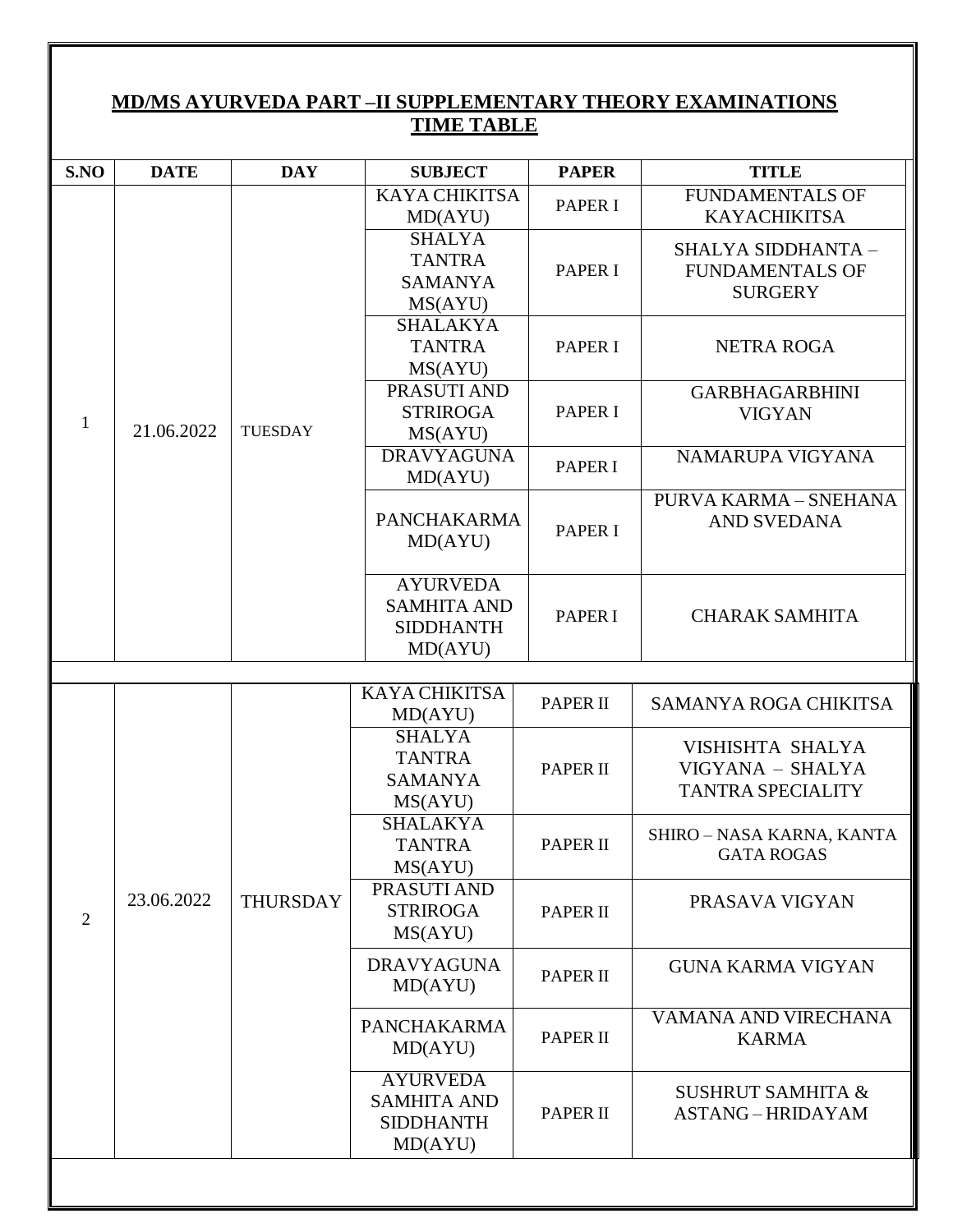## MD/MS AYURVEDA PART –II SUPPLEMENTARY THEORY EXAMINATIONS TIME TABLE

| S.NO | DATE | DAY | SUBJECT | PAPER | TITLE |
|---|---|---|---|---|---|
| 1 | 21.06.2022 | TUESDAY | KAYA CHIKITSA MD(AYU) | PAPER I | FUNDAMENTALS OF KAYACHIKITSA |
| | | | SHALYA TANTRA SAMANYA MS(AYU) | PAPER I | SHALYA SIDDHANTA – FUNDAMENTALS OF SURGERY |
| | | | SHALAKYA TANTRA MS(AYU) | PAPER I | NETRA ROGA |
| | | | PRASUTI AND STRIROGA MS(AYU) | PAPER I | GARBHAGARBHINI VIGYAN |
| | | | DRAVYAGUNA MD(AYU) | PAPER I | NAMARUPA VIGYANA |
| | | | PANCHAKARMA MD(AYU) | PAPER I | PURVA KARMA – SNEHANA AND SVEDANA |
| | | | AYURVEDA SAMHITA AND SIDDHANTH MD(AYU) | PAPER I | CHARAK SAMHITA |
| 2 | 23.06.2022 | THURSDAY | KAYA CHIKITSA MD(AYU) | PAPER II | SAMANYA ROGA CHIKITSA |
| | | | SHALYA TANTRA SAMANYA MS(AYU) | PAPER II | VISHISHTA SHALYA VIGYANA – SHALYA TANTRA SPECIALITY |
| | | | SHALAKYA TANTRA MS(AYU) | PAPER II | SHIRO – NASA KARNA, KANTA GATA ROGAS |
| | | | PRASUTI AND STRIROGA MS(AYU) | PAPER II | PRASAVA VIGYAN |
| | | | DRAVYAGUNA MD(AYU) | PAPER II | GUNA KARMA VIGYAN |
| | | | PANCHAKARMA MD(AYU) | PAPER II | VAMANA AND VIRECHANA KARMA |
| | | | AYURVEDA SAMHITA AND SIDDHANTH MD(AYU) | PAPER II | SUSHRUT SAMHITA & ASTANG – HRIDAYAM |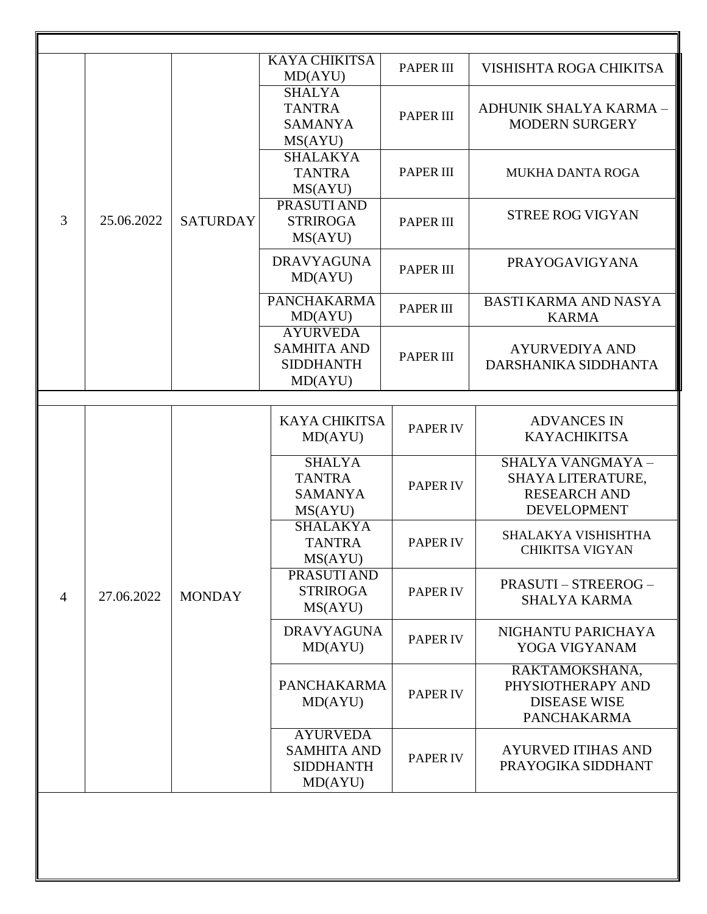| | | | | | |
|---|---|---|---|---|---|
| 3 | 25.06.2022 | SATURDAY | KAYA CHIKITSA MD(AYU) | PAPER III | VISHISHTA ROGA CHIKITSA |
| | | | SHALYA TANTRA SAMANYA MS(AYU) | PAPER III | ADHUNIK SHALYA KARMA – MODERN SURGERY |
| | | | SHALAKYA TANTRA MS(AYU) | PAPER III | MUKHA DANTA ROGA |
| | | | PRASUTI AND STRIROGA MS(AYU) | PAPER III | STREE ROG VIGYAN |
| | | | DRAVYAGUNA MD(AYU) | PAPER III | PRAYOGAVIGYANA |
| | | | PANCHAKARMA MD(AYU) | PAPER III | BASTI KARMA AND NASYA KARMA |
| | | | AYURVEDA SAMHITA AND SIDDHANTH MD(AYU) | PAPER III | AYURVEDIYA AND DARSHANIKA SIDDHANTA |
| 4 | 27.06.2022 | MONDAY | KAYA CHIKITSA MD(AYU) | PAPER IV | ADVANCES IN KAYACHIKITSA |
| | | | SHALYA TANTRA SAMANYA MS(AYU) | PAPER IV | SHALYA VANGMAYA – SHAYA LITERATURE, RESEARCH AND DEVELOPMENT |
| | | | SHALAKYA TANTRA MS(AYU) | PAPER IV | SHALAKYA VISHISHTHA CHIKITSA VIGYAN |
| | | | PRASUTI AND STRIROGA MS(AYU) | PAPER IV | PRASUTI – STREEROG – SHALYA KARMA |
| | | | DRAVYAGUNA MD(AYU) | PAPER IV | NIGHANTU PARICHAYA YOGA VIGYANAM |
| | | | PANCHAKARMA MD(AYU) | PAPER IV | RAKTAMOKSHANA, PHYSIOTHERAPY AND DISEASE WISE PANCHAKARMA |
| | | | AYURVEDA SAMHITA AND SIDDHANTH MD(AYU) | PAPER IV | AYURVED ITIHAS AND PRAYOGIKA SIDDHANT |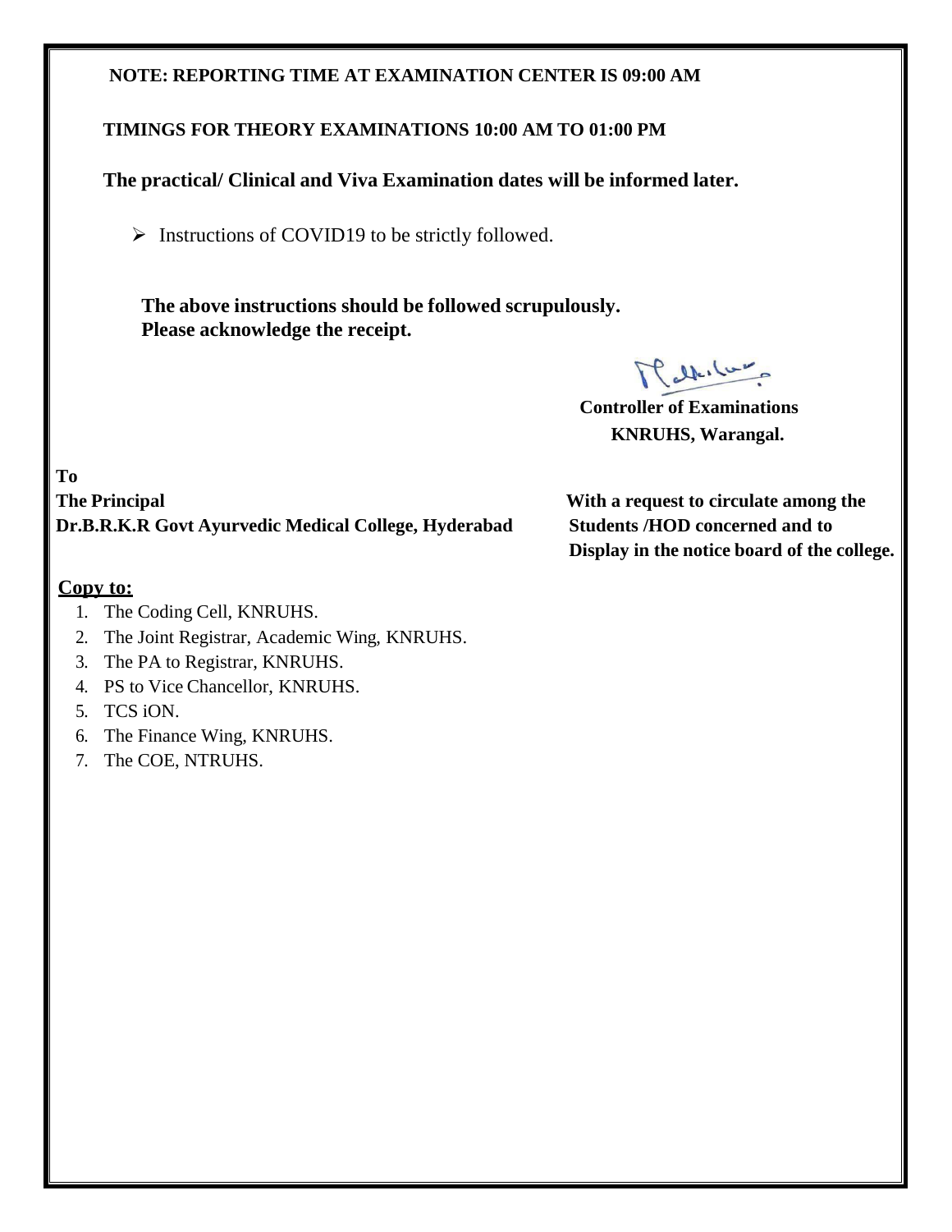**NOTE: REPORTING TIME AT EXAMINATION CENTER IS 09:00 AM**

**TIMINGS FOR THEORY EXAMINATIONS 10:00 AM TO 01:00 PM**

**The practical/ Clinical and Viva Examination dates will be informed later.**

- Instructions of COVID19 to be strictly followed.

**The above instructions should be followed scrupulously.**
**Please acknowledge the receipt.**

**Controller of Examinations**
**KNRUHS, Warangal.**

**To**
**The Principal**
**Dr.B.R.K.R Govt Ayurvedic Medical College, Hyderabad**

**With a request to circulate among the Students /HOD concerned and to Display in the notice board of the college.**

**Copy to:**

1. The Coding Cell, KNRUHS.
2. The Joint Registrar, Academic Wing, KNRUHS.
3. The PA to Registrar, KNRUHS.
4. PS to Vice Chancellor, KNRUHS.
5. TCS iON.
6. The Finance Wing, KNRUHS.
7. The COE, NTRUHS.